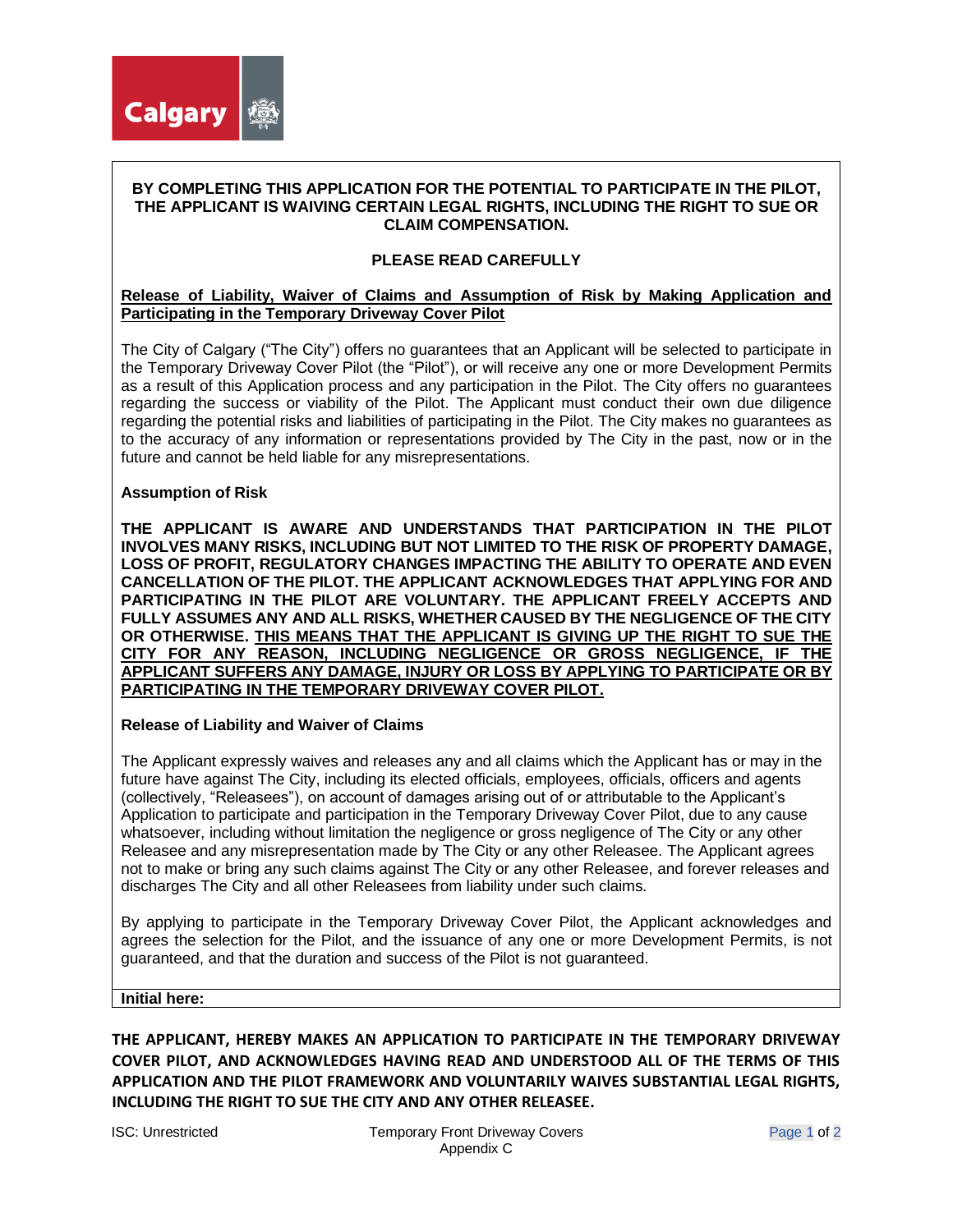**BY COMPLETING THIS APPLICATION FOR THE POTENTIAL TO PARTICIPATE IN THE PILOT, THE APPLICANT IS WAIVING CERTAIN LEGAL RIGHTS, INCLUDING THE RIGHT TO SUE OR CLAIM COMPENSATION.**

**PLEASE READ CAREFULLY**

**Release of Liability, Waiver of Claims and Assumption of Risk by Making Application and Participating in the Temporary Driveway Cover Pilot**

The City of Calgary ("The City") offers no guarantees that an Applicant will be selected to participate in the Temporary Driveway Cover Pilot (the "Pilot"), or will receive any one or more Development Permits as a result of this Application process and any participation in the Pilot. The City offers no guarantees regarding the success or viability of the Pilot. The Applicant must conduct their own due diligence regarding the potential risks and liabilities of participating in the Pilot. The City makes no guarantees as to the accuracy of any information or representations provided by The City in the past, now or in the future and cannot be held liable for any misrepresentations.

**Assumption of Risk**

**THE APPLICANT IS AWARE AND UNDERSTANDS THAT PARTICIPATION IN THE PILOT INVOLVES MANY RISKS, INCLUDING BUT NOT LIMITED TO THE RISK OF PROPERTY DAMAGE, LOSS OF PROFIT, REGULATORY CHANGES IMPACTING THE ABILITY TO OPERATE AND EVEN CANCELLATION OF THE PILOT. THE APPLICANT ACKNOWLEDGES THAT APPLYING FOR AND PARTICIPATING IN THE PILOT ARE VOLUNTARY. THE APPLICANT FREELY ACCEPTS AND FULLY ASSUMES ANY AND ALL RISKS, WHETHER CAUSED BY THE NEGLIGENCE OF THE CITY OR OTHERWISE. THIS MEANS THAT THE APPLICANT IS GIVING UP THE RIGHT TO SUE THE CITY FOR ANY REASON, INCLUDING NEGLIGENCE OR GROSS NEGLIGENCE, IF THE APPLICANT SUFFERS ANY DAMAGE, INJURY OR LOSS BY APPLYING TO PARTICIPATE OR BY PARTICIPATING IN THE TEMPORARY DRIVEWAY COVER PILOT.**

**Release of Liability and Waiver of Claims**

The Applicant expressly waives and releases any and all claims which the Applicant has or may in the future have against The City, including its elected officials, employees, officials, officers and agents (collectively, "Releasees"), on account of damages arising out of or attributable to the Applicant's Application to participate and participation in the Temporary Driveway Cover Pilot, due to any cause whatsoever, including without limitation the negligence or gross negligence of The City or any other Releasee and any misrepresentation made by The City or any other Releasee. The Applicant agrees not to make or bring any such claims against The City or any other Releasee, and forever releases and discharges The City and all other Releasees from liability under such claims.

By applying to participate in the Temporary Driveway Cover Pilot, the Applicant acknowledges and agrees the selection for the Pilot, and the issuance of any one or more Development Permits, is not guaranteed, and that the duration and success of the Pilot is not guaranteed.

**Initial here:**

**THE APPLICANT, HEREBY MAKES AN APPLICATION TO PARTICIPATE IN THE TEMPORARY DRIVEWAY COVER PILOT, AND ACKNOWLEDGES HAVING READ AND UNDERSTOOD ALL OF THE TERMS OF THIS APPLICATION AND THE PILOT FRAMEWORK AND VOLUNTARILY WAIVES SUBSTANTIAL LEGAL RIGHTS, INCLUDING THE RIGHT TO SUE THE CITY AND ANY OTHER RELEASEE.**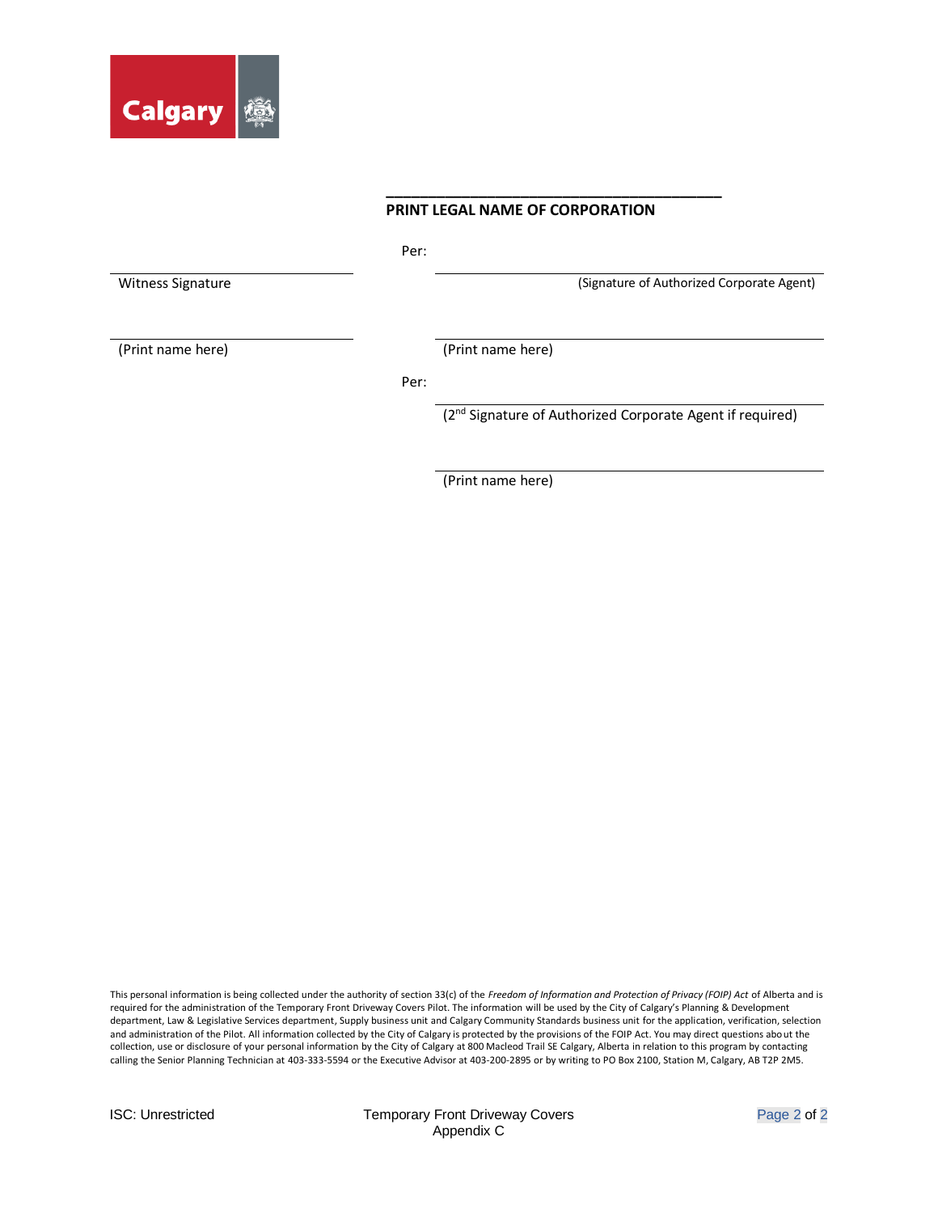\_\_\_\_\_\_\_\_\_\_\_\_\_\_\_\_\_\_\_\_\_\_\_\_\_\_\_\_\_\_\_\_\_\_\_\_\_\_\_\_\_\_\_\_

**PRINT LEGAL NAME OF CORPORATION**

| | | |
|---|---|---|
| | Per: | |
| Witness Signature | | (Signature of Authorized Corporate Agent) |
| (Print name here) | | (Print name here) |
| | Per: | |
| | | (2nd Signature of Authorized Corporate Agent if required) |
| | | (Print name here) |

This personal information is being collected under the authority of section 33(c) of the *Freedom of Information and Protection of Privacy (FOIP) Act* of Alberta and is required for the administration of the Temporary Front Driveway Covers Pilot. The information will be used by the City of Calgary's Planning & Development department, Law & Legislative Services department, Supply business unit and Calgary Community Standards business unit for the application, verification, selection and administration of the Pilot. All information collected by the City of Calgary is protected by the provisions of the FOIP Act. You may direct questions about the collection, use or disclosure of your personal information by the City of Calgary at 800 Macleod Trail SE Calgary, Alberta in relation to this program by contacting calling the Senior Planning Technician at 403-333-5594 or the Executive Advisor at 403-200-2895 or by writing to PO Box 2100, Station M, Calgary, AB T2P 2M5.